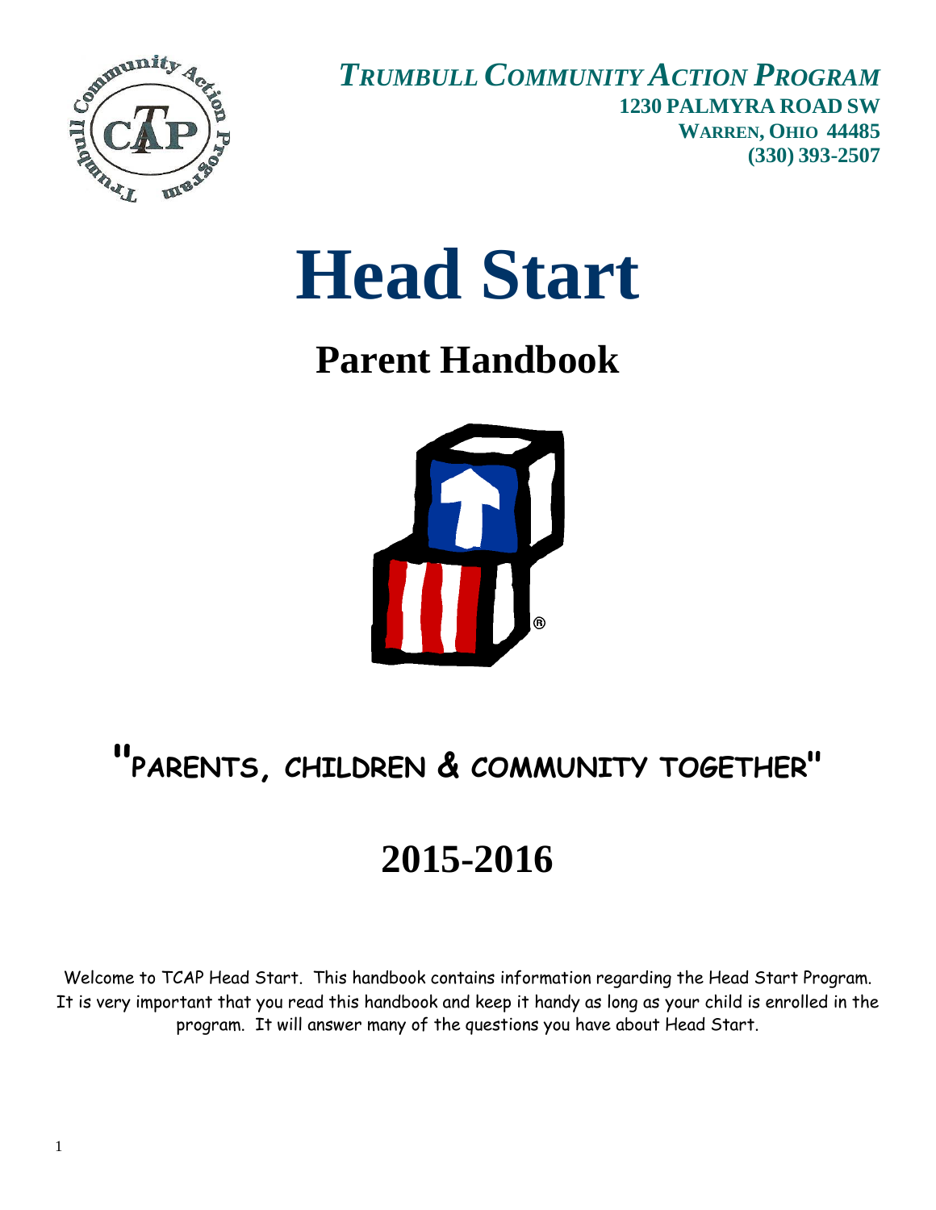***TRUMBULL COMMUNITY ACTION PROGRAM***

**1230 PALMYRA ROAD SW**
**WARREN, OHIO 44485**
**(330) 393-2507**

# Head Start

## Parent Handbook

## "PARENTS, CHILDREN & COMMUNITY TOGETHER"

## 2015-2016

Welcome to TCAP Head Start. This handbook contains information regarding the Head Start Program. It is very important that you read this handbook and keep it handy as long as your child is enrolled in the program. It will answer many of the questions you have about Head Start.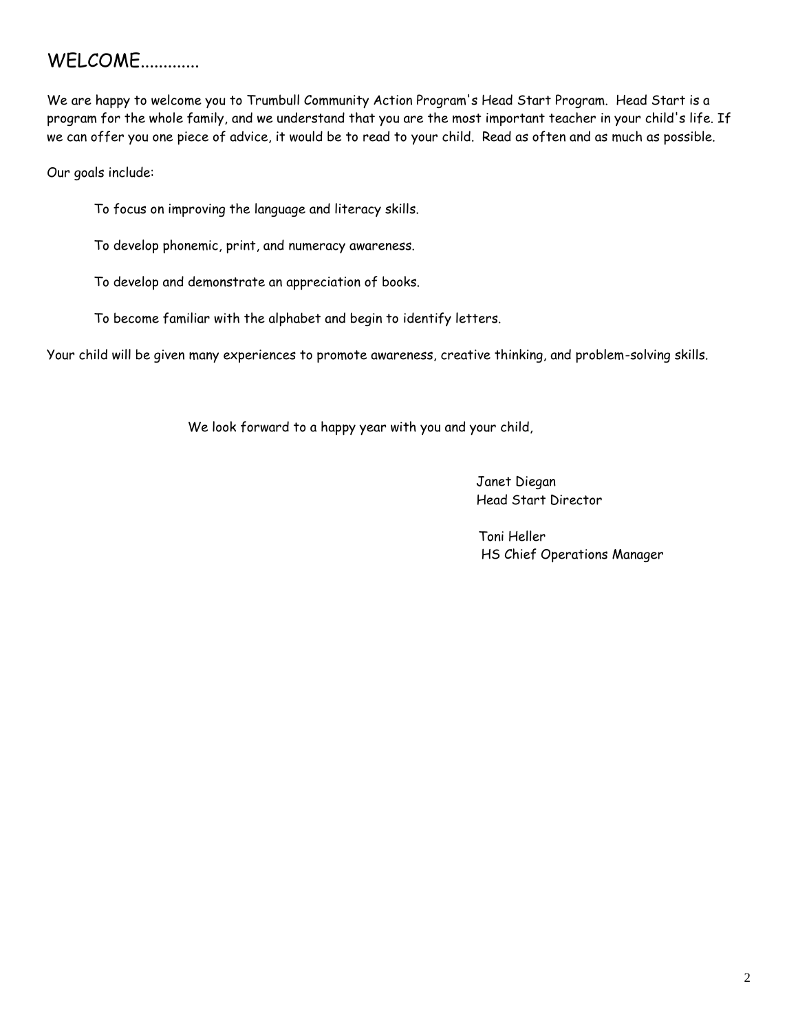# WELCOME............

We are happy to welcome you to Trumbull Community Action Program's Head Start Program. Head Start is a program for the whole family, and we understand that you are the most important teacher in your child's life. If we can offer you one piece of advice, it would be to read to your child. Read as often and as much as possible.

Our goals include:

To focus on improving the language and literacy skills.

To develop phonemic, print, and numeracy awareness.

To develop and demonstrate an appreciation of books.

To become familiar with the alphabet and begin to identify letters.

Your child will be given many experiences to promote awareness, creative thinking, and problem-solving skills.

We look forward to a happy year with you and your child,

Janet Diegan
Head Start Director

Toni Heller
HS Chief Operations Manager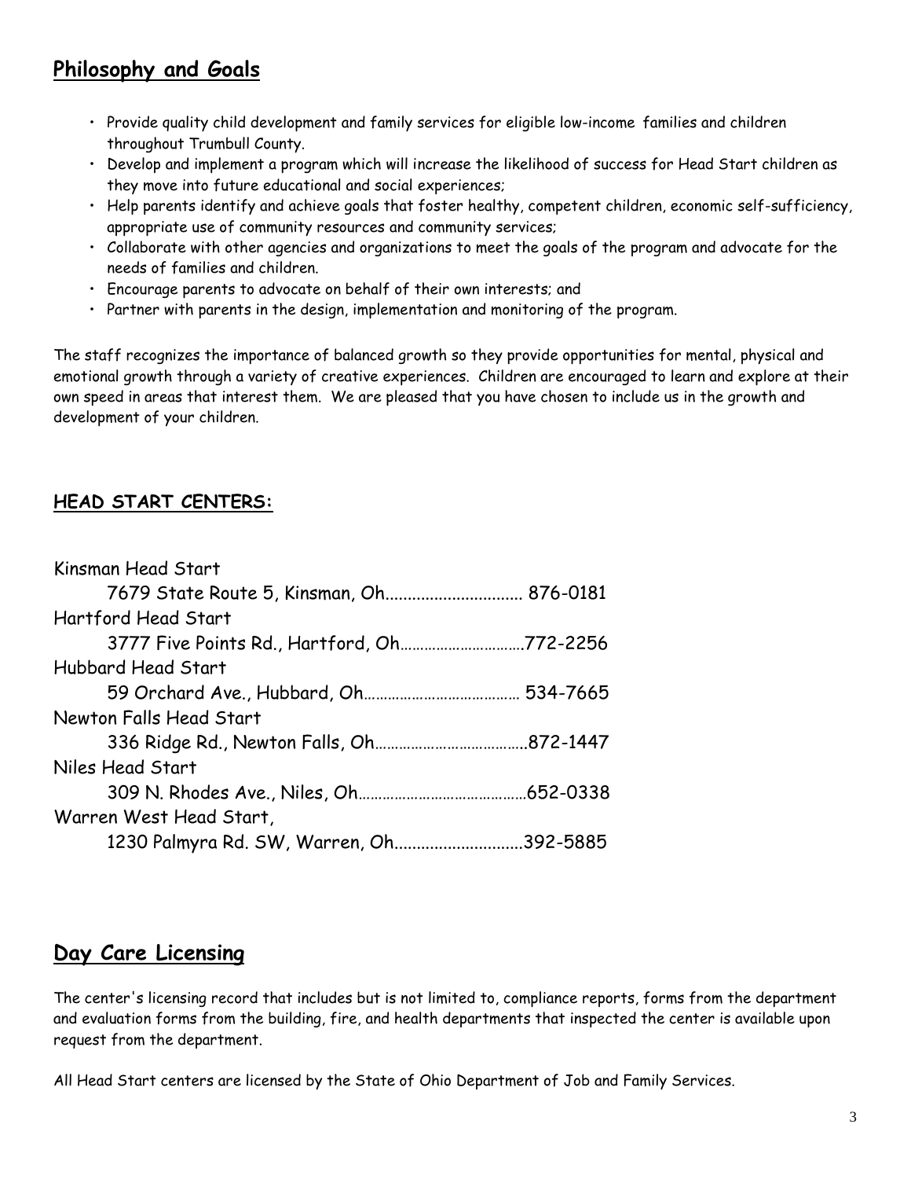## Philosophy and Goals

- Provide quality child development and family services for eligible low-income families and children throughout Trumbull County.
- Develop and implement a program which will increase the likelihood of success for Head Start children as they move into future educational and social experiences;
- Help parents identify and achieve goals that foster healthy, competent children, economic self-sufficiency, appropriate use of community resources and community services;
- Collaborate with other agencies and organizations to meet the goals of the program and advocate for the needs of families and children.
- Encourage parents to advocate on behalf of their own interests; and
- Partner with parents in the design, implementation and monitoring of the program.

The staff recognizes the importance of balanced growth so they provide opportunities for mental, physical and emotional growth through a variety of creative experiences. Children are encouraged to learn and explore at their own speed in areas that interest them. We are pleased that you have chosen to include us in the growth and development of your children.

### HEAD START CENTERS:

Kinsman Head Start
7679 State Route 5, Kinsman, Oh.............................. 876-0181

Hartford Head Start
3777 Five Points Rd., Hartford, Oh…………………………772-2256

Hubbard Head Start
59 Orchard Ave., Hubbard, Oh………………………………… 534-7665

Newton Falls Head Start
336 Ridge Rd., Newton Falls, Oh……………………………….872-1447

Niles Head Start
309 N. Rhodes Ave., Niles, Oh……………………………………652-0338

Warren West Head Start,
1230 Palmyra Rd. SW, Warren, Oh............................392-5885

## Day Care Licensing

The center's licensing record that includes but is not limited to, compliance reports, forms from the department and evaluation forms from the building, fire, and health departments that inspected the center is available upon request from the department.

All Head Start centers are licensed by the State of Ohio Department of Job and Family Services.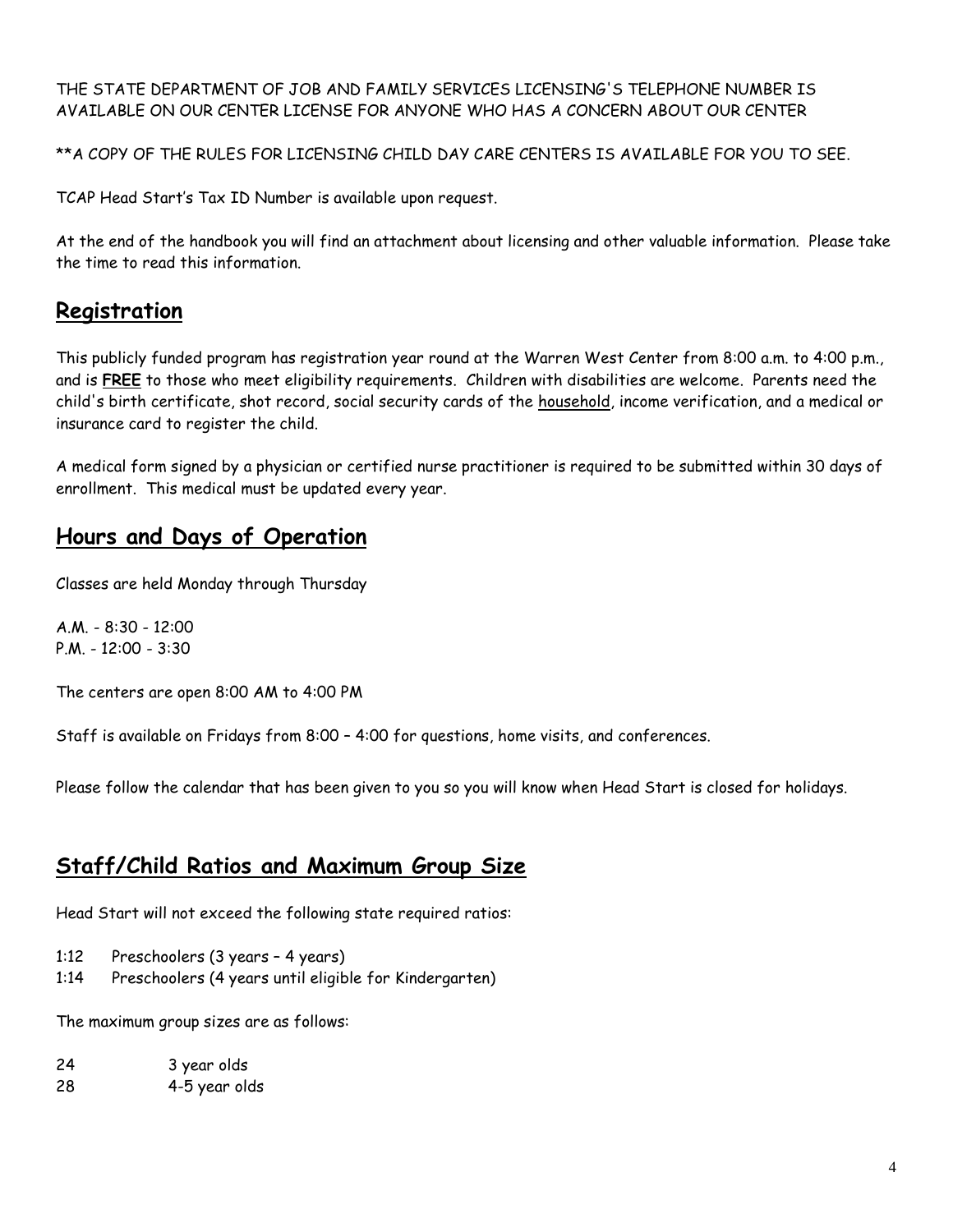THE STATE DEPARTMENT OF JOB AND FAMILY SERVICES LICENSING'S TELEPHONE NUMBER IS AVAILABLE ON OUR CENTER LICENSE FOR ANYONE WHO HAS A CONCERN ABOUT OUR CENTER

**A COPY OF THE RULES FOR LICENSING CHILD DAY CARE CENTERS IS AVAILABLE FOR YOU TO SEE.

TCAP Head Start's Tax ID Number is available upon request.

At the end of the handbook you will find an attachment about licensing and other valuable information. Please take the time to read this information.

## Registration

This publicly funded program has registration year round at the Warren West Center from 8:00 a.m. to 4:00 p.m., and is **FREE** to those who meet eligibility requirements. Children with disabilities are welcome. Parents need the child's birth certificate, shot record, social security cards of the household, income verification, and a medical or insurance card to register the child.

A medical form signed by a physician or certified nurse practitioner is required to be submitted within 30 days of enrollment. This medical must be updated every year.

## Hours and Days of Operation

Classes are held Monday through Thursday

A.M. - 8:30 - 12:00
P.M. - 12:00 - 3:30

The centers are open 8:00 AM to 4:00 PM

Staff is available on Fridays from 8:00 – 4:00 for questions, home visits, and conferences.

Please follow the calendar that has been given to you so you will know when Head Start is closed for holidays.

## Staff/Child Ratios and Maximum Group Size

Head Start will not exceed the following state required ratios:

| | |
|---|---|
| 1:12 | Preschoolers (3 years – 4 years) |
| 1:14 | Preschoolers (4 years until eligible for Kindergarten) |

The maximum group sizes are as follows:

| | |
|---|---|
| 24 | 3 year olds |
| 28 | 4-5 year olds |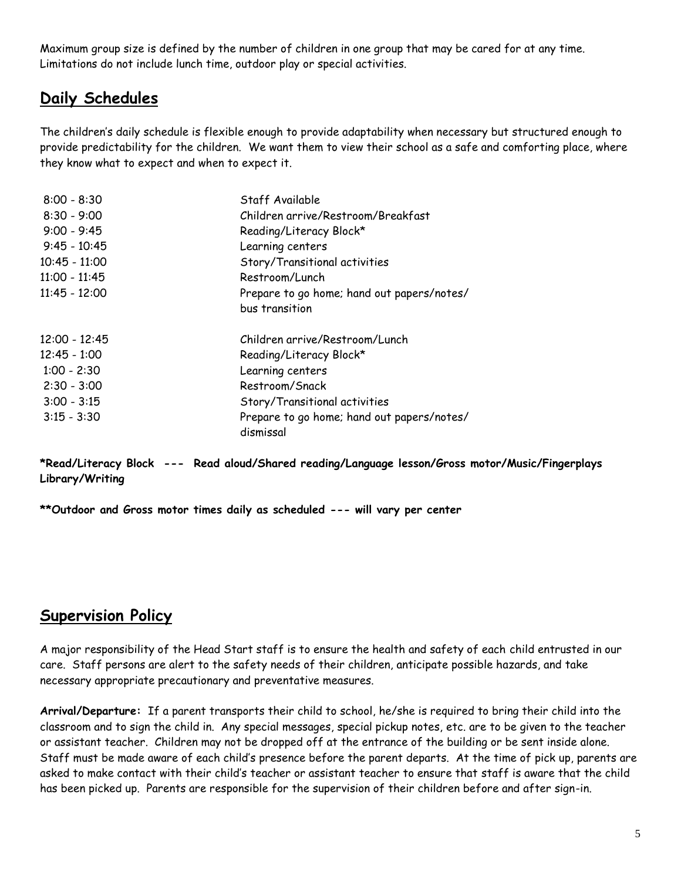Maximum group size is defined by the number of children in one group that may be cared for at any time. Limitations do not include lunch time, outdoor play or special activities.

## Daily Schedules

The children's daily schedule is flexible enough to provide adaptability when necessary but structured enough to provide predictability for the children. We want them to view their school as a safe and comforting place, where they know what to expect and when to expect it.

| | |
|---|---|
| 8:00 - 8:30 | Staff Available |
| 8:30 - 9:00 | Children arrive/Restroom/Breakfast |
| 9:00 - 9:45 | Reading/Literacy Block* |
| 9:45 - 10:45 | Learning centers |
| 10:45 - 11:00 | Story/Transitional activities |
| 11:00 - 11:45 | Restroom/Lunch |
| 11:45 - 12:00 | Prepare to go home; hand out papers/notes/ bus transition |
| | |
| 12:00 - 12:45 | Children arrive/Restroom/Lunch |
| 12:45 - 1:00 | Reading/Literacy Block* |
| 1:00 - 2:30 | Learning centers |
| 2:30 - 3:00 | Restroom/Snack |
| 3:00 - 3:15 | Story/Transitional activities |
| 3:15 - 3:30 | Prepare to go home; hand out papers/notes/ dismissal |

**\*Read/Literacy Block --- Read aloud/Shared reading/Language lesson/Gross motor/Music/Fingerplays Library/Writing**

**\*\*Outdoor and Gross motor times daily as scheduled --- will vary per center**

## Supervision Policy

A major responsibility of the Head Start staff is to ensure the health and safety of each child entrusted in our care. Staff persons are alert to the safety needs of their children, anticipate possible hazards, and take necessary appropriate precautionary and preventative measures.

**Arrival/Departure:** If a parent transports their child to school, he/she is required to bring their child into the classroom and to sign the child in. Any special messages, special pickup notes, etc. are to be given to the teacher or assistant teacher. Children may not be dropped off at the entrance of the building or be sent inside alone. Staff must be made aware of each child's presence before the parent departs. At the time of pick up, parents are asked to make contact with their child's teacher or assistant teacher to ensure that staff is aware that the child has been picked up. Parents are responsible for the supervision of their children before and after sign-in.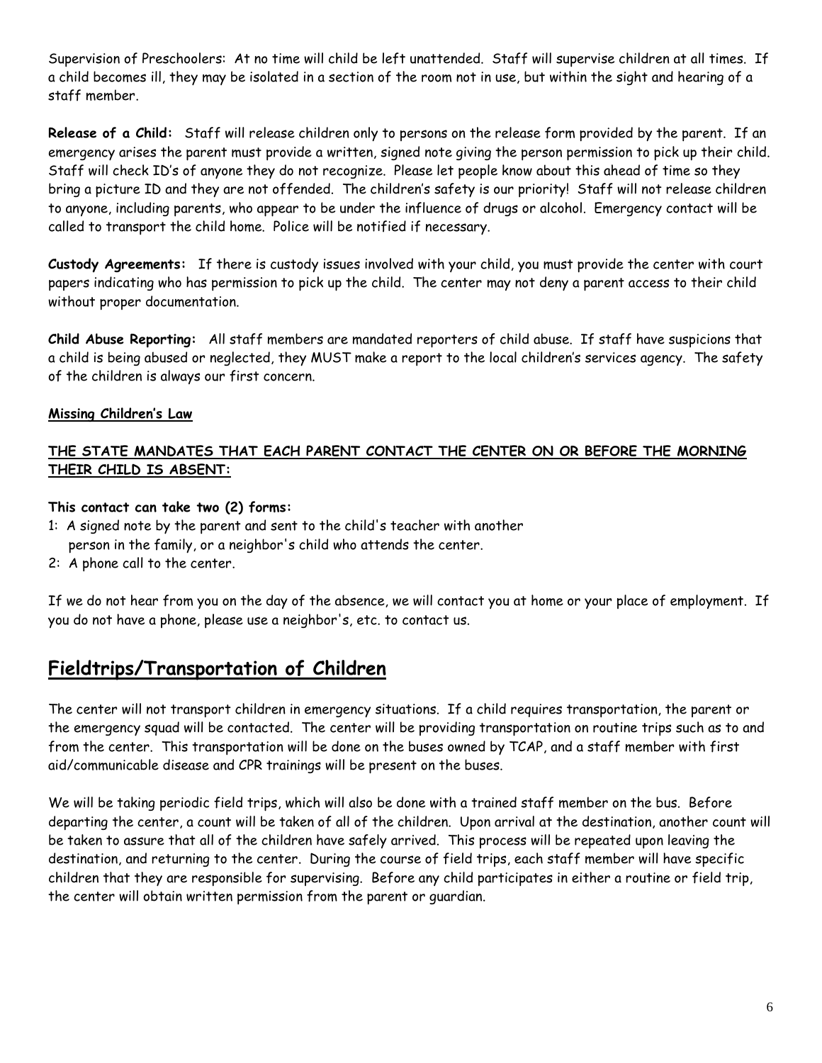Supervision of Preschoolers: At no time will child be left unattended. Staff will supervise children at all times. If a child becomes ill, they may be isolated in a section of the room not in use, but within the sight and hearing of a staff member.

**Release of a Child:** Staff will release children only to persons on the release form provided by the parent. If an emergency arises the parent must provide a written, signed note giving the person permission to pick up their child. Staff will check ID's of anyone they do not recognize. Please let people know about this ahead of time so they bring a picture ID and they are not offended. The children's safety is our priority! Staff will not release children to anyone, including parents, who appear to be under the influence of drugs or alcohol. Emergency contact will be called to transport the child home. Police will be notified if necessary.

**Custody Agreements:** If there is custody issues involved with your child, you must provide the center with court papers indicating who has permission to pick up the child. The center may not deny a parent access to their child without proper documentation.

**Child Abuse Reporting:** All staff members are mandated reporters of child abuse. If staff have suspicions that a child is being abused or neglected, they MUST make a report to the local children's services agency. The safety of the children is always our first concern.

**Missing Children's Law**

**THE STATE MANDATES THAT EACH PARENT CONTACT THE CENTER ON OR BEFORE THE MORNING THEIR CHILD IS ABSENT:**

**This contact can take two (2) forms:**

1: A signed note by the parent and sent to the child's teacher with another person in the family, or a neighbor's child who attends the center.

2: A phone call to the center.

If we do not hear from you on the day of the absence, we will contact you at home or your place of employment. If you do not have a phone, please use a neighbor's, etc. to contact us.

## Fieldtrips/Transportation of Children

The center will not transport children in emergency situations. If a child requires transportation, the parent or the emergency squad will be contacted. The center will be providing transportation on routine trips such as to and from the center. This transportation will be done on the buses owned by TCAP, and a staff member with first aid/communicable disease and CPR trainings will be present on the buses.

We will be taking periodic field trips, which will also be done with a trained staff member on the bus. Before departing the center, a count will be taken of all of the children. Upon arrival at the destination, another count will be taken to assure that all of the children have safely arrived. This process will be repeated upon leaving the destination, and returning to the center. During the course of field trips, each staff member will have specific children that they are responsible for supervising. Before any child participates in either a routine or field trip, the center will obtain written permission from the parent or guardian.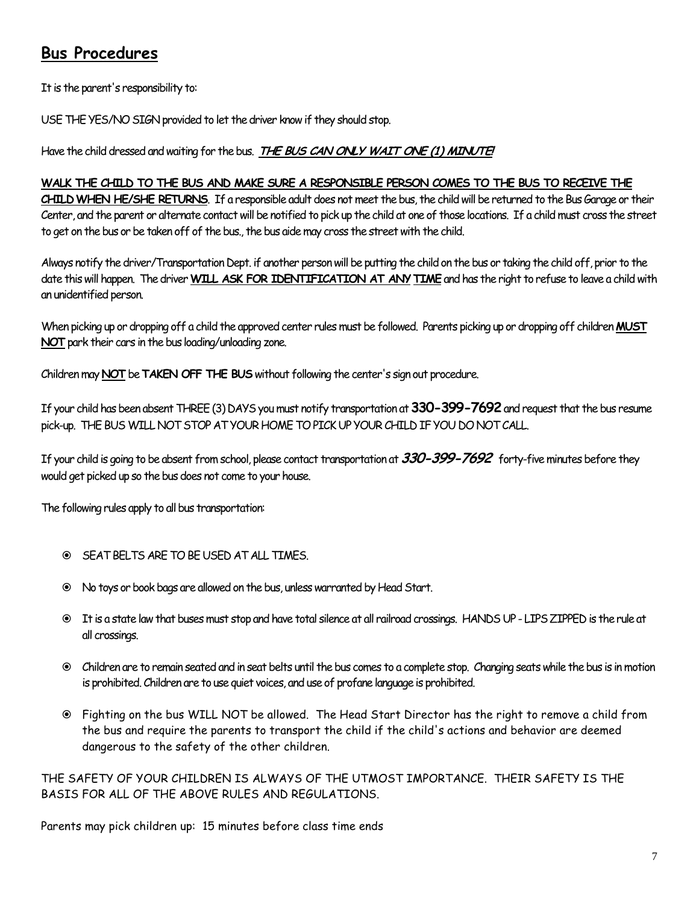## Bus Procedures

It is the parent's responsibility to:

USE THE YES/NO SIGN provided to let the driver know if they should stop.

Have the child dressed and waiting for the bus. ***THE BUS CAN ONLY WAIT ONE (1) MINUTE!***

**WALK THE CHILD TO THE BUS AND MAKE SURE A RESPONSIBLE PERSON COMES TO THE BUS TO RECEIVE THE CHILD WHEN HE/SHE RETURNS**. If a responsible adult does not meet the bus, the child will be returned to the Bus Garage or their Center, and the parent or alternate contact will be notified to pick up the child at one of those locations. If a child must cross the street to get on the bus or be taken off of the bus., the bus aide may cross the street with the child.

Always notify the driver/Transportation Dept. if another person will be putting the child on the bus or taking the child off, prior to the date this will happen. The driver **WILL ASK FOR IDENTIFICATION AT ANY TIME** and has the right to refuse to leave a child with an unidentified person.

When picking up or dropping off a child the approved center rules must be followed. Parents picking up or dropping off children **MUST NOT** park their cars in the bus loading/unloading zone.

Children may **NOT** be **TAKEN OFF THE BUS** without following the center's sign out procedure.

If your child has been absent THREE (3) DAYS you must notify transportation at **330-399-7692** and request that the bus resume pick-up. THE BUS WILL NOT STOP AT YOUR HOME TO PICK UP YOUR CHILD IF YOU DO NOT CALL.

If your child is going to be absent from school, please contact transportation at ***330-399-7692*** forty-five minutes before they would get picked up so the bus does not come to your house.

The following rules apply to all bus transportation:

- SEAT BELTS ARE TO BE USED AT ALL TIMES.
- No toys or book bags are allowed on the bus, unless warranted by Head Start.
- It is a state law that buses must stop and have total silence at all railroad crossings. HANDS UP - LIPS ZIPPED is the rule at all crossings.
- Children are to remain seated and in seat belts until the bus comes to a complete stop. Changing seats while the bus is in motion is prohibited. Children are to use quiet voices, and use of profane language is prohibited.
- Fighting on the bus WILL NOT be allowed. The Head Start Director has the right to remove a child from the bus and require the parents to transport the child if the child's actions and behavior are deemed dangerous to the safety of the other children.

THE SAFETY OF YOUR CHILDREN IS ALWAYS OF THE UTMOST IMPORTANCE. THEIR SAFETY IS THE BASIS FOR ALL OF THE ABOVE RULES AND REGULATIONS.

Parents may pick children up: 15 minutes before class time ends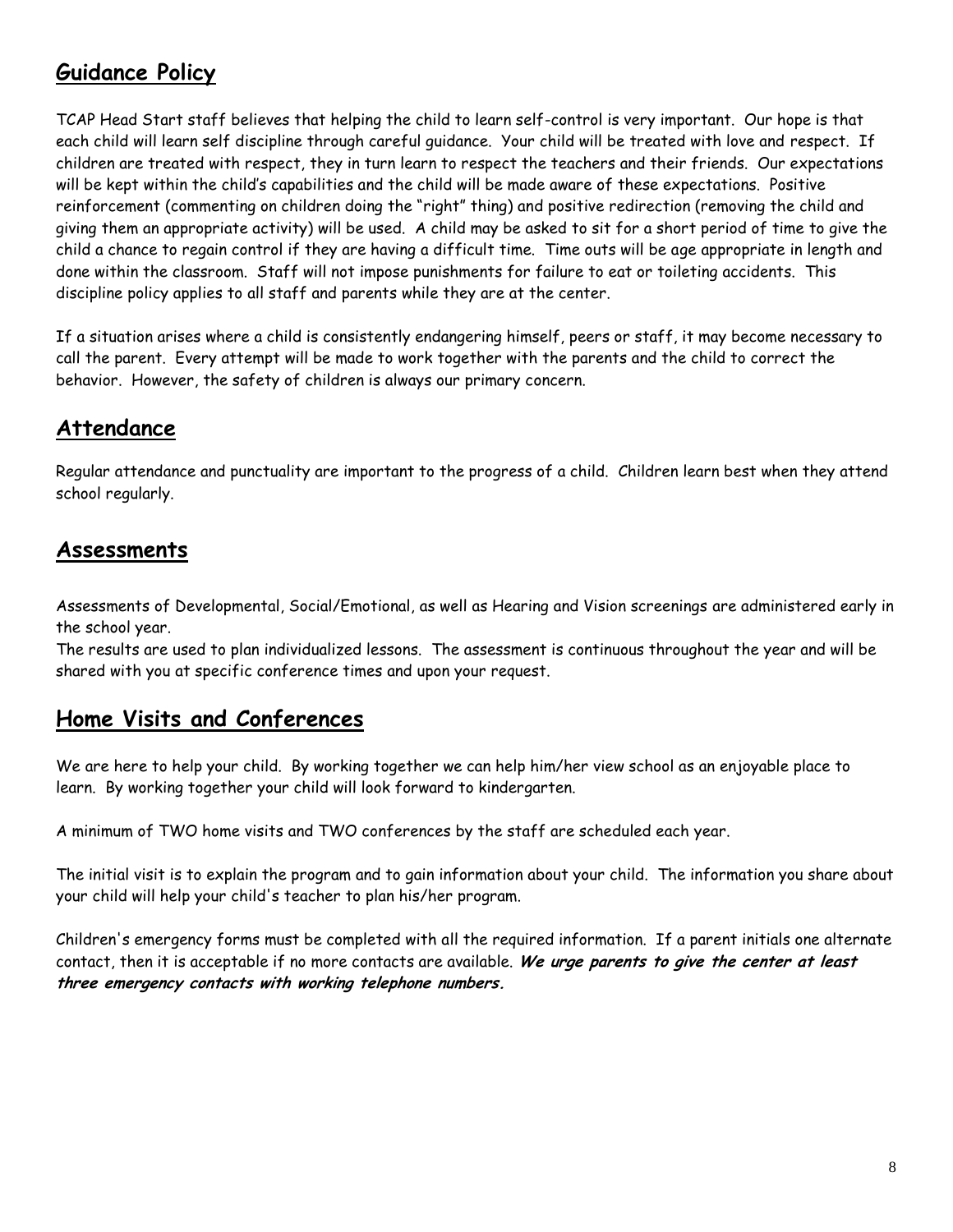## Guidance Policy

TCAP Head Start staff believes that helping the child to learn self-control is very important. Our hope is that each child will learn self discipline through careful guidance. Your child will be treated with love and respect. If children are treated with respect, they in turn learn to respect the teachers and their friends. Our expectations will be kept within the child's capabilities and the child will be made aware of these expectations. Positive reinforcement (commenting on children doing the "right" thing) and positive redirection (removing the child and giving them an appropriate activity) will be used. A child may be asked to sit for a short period of time to give the child a chance to regain control if they are having a difficult time. Time outs will be age appropriate in length and done within the classroom. Staff will not impose punishments for failure to eat or toileting accidents. This discipline policy applies to all staff and parents while they are at the center.

If a situation arises where a child is consistently endangering himself, peers or staff, it may become necessary to call the parent. Every attempt will be made to work together with the parents and the child to correct the behavior. However, the safety of children is always our primary concern.

## Attendance

Regular attendance and punctuality are important to the progress of a child. Children learn best when they attend school regularly.

## Assessments

Assessments of Developmental, Social/Emotional, as well as Hearing and Vision screenings are administered early in the school year.
The results are used to plan individualized lessons. The assessment is continuous throughout the year and will be shared with you at specific conference times and upon your request.

## Home Visits and Conferences

We are here to help your child. By working together we can help him/her view school as an enjoyable place to learn. By working together your child will look forward to kindergarten.

A minimum of TWO home visits and TWO conferences by the staff are scheduled each year.

The initial visit is to explain the program and to gain information about your child. The information you share about your child will help your child's teacher to plan his/her program.

Children's emergency forms must be completed with all the required information. If a parent initials one alternate contact, then it is acceptable if no more contacts are available. ***We urge parents to give the center at least three emergency contacts with working telephone numbers.***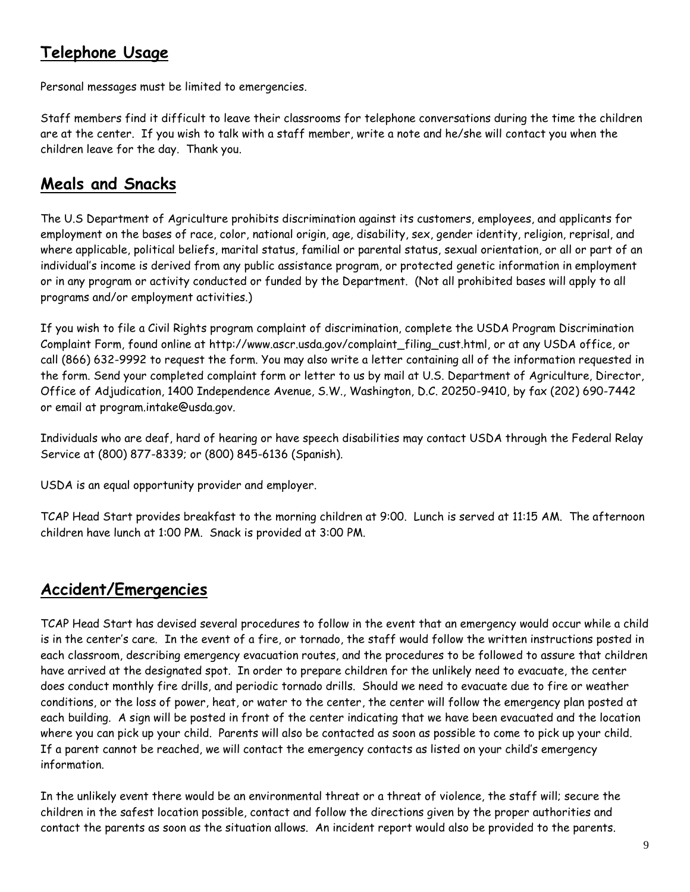## Telephone Usage

Personal messages must be limited to emergencies.

Staff members find it difficult to leave their classrooms for telephone conversations during the time the children are at the center. If you wish to talk with a staff member, write a note and he/she will contact you when the children leave for the day. Thank you.

## Meals and Snacks

The U.S Department of Agriculture prohibits discrimination against its customers, employees, and applicants for employment on the bases of race, color, national origin, age, disability, sex, gender identity, religion, reprisal, and where applicable, political beliefs, marital status, familial or parental status, sexual orientation, or all or part of an individual's income is derived from any public assistance program, or protected genetic information in employment or in any program or activity conducted or funded by the Department. (Not all prohibited bases will apply to all programs and/or employment activities.)

If you wish to file a Civil Rights program complaint of discrimination, complete the USDA Program Discrimination Complaint Form, found online at http://www.ascr.usda.gov/complaint_filing_cust.html, or at any USDA office, or call (866) 632-9992 to request the form. You may also write a letter containing all of the information requested in the form. Send your completed complaint form or letter to us by mail at U.S. Department of Agriculture, Director, Office of Adjudication, 1400 Independence Avenue, S.W., Washington, D.C. 20250-9410, by fax (202) 690-7442 or email at program.intake@usda.gov.

Individuals who are deaf, hard of hearing or have speech disabilities may contact USDA through the Federal Relay Service at (800) 877-8339; or (800) 845-6136 (Spanish).

USDA is an equal opportunity provider and employer.

TCAP Head Start provides breakfast to the morning children at 9:00. Lunch is served at 11:15 AM. The afternoon children have lunch at 1:00 PM. Snack is provided at 3:00 PM.

## Accident/Emergencies

TCAP Head Start has devised several procedures to follow in the event that an emergency would occur while a child is in the center's care. In the event of a fire, or tornado, the staff would follow the written instructions posted in each classroom, describing emergency evacuation routes, and the procedures to be followed to assure that children have arrived at the designated spot. In order to prepare children for the unlikely need to evacuate, the center does conduct monthly fire drills, and periodic tornado drills. Should we need to evacuate due to fire or weather conditions, or the loss of power, heat, or water to the center, the center will follow the emergency plan posted at each building. A sign will be posted in front of the center indicating that we have been evacuated and the location where you can pick up your child. Parents will also be contacted as soon as possible to come to pick up your child. If a parent cannot be reached, we will contact the emergency contacts as listed on your child's emergency information.

In the unlikely event there would be an environmental threat or a threat of violence, the staff will; secure the children in the safest location possible, contact and follow the directions given by the proper authorities and contact the parents as soon as the situation allows. An incident report would also be provided to the parents.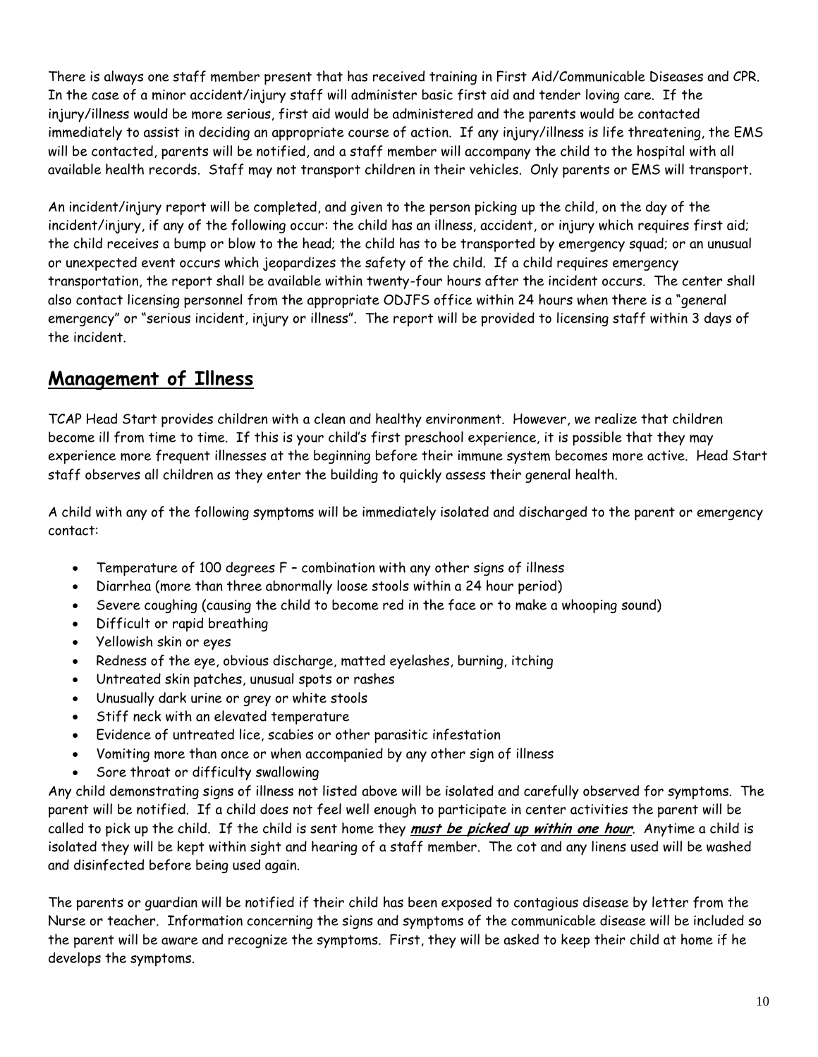There is always one staff member present that has received training in First Aid/Communicable Diseases and CPR. In the case of a minor accident/injury staff will administer basic first aid and tender loving care. If the injury/illness would be more serious, first aid would be administered and the parents would be contacted immediately to assist in deciding an appropriate course of action. If any injury/illness is life threatening, the EMS will be contacted, parents will be notified, and a staff member will accompany the child to the hospital with all available health records. Staff may not transport children in their vehicles. Only parents or EMS will transport.

An incident/injury report will be completed, and given to the person picking up the child, on the day of the incident/injury, if any of the following occur: the child has an illness, accident, or injury which requires first aid; the child receives a bump or blow to the head; the child has to be transported by emergency squad; or an unusual or unexpected event occurs which jeopardizes the safety of the child. If a child requires emergency transportation, the report shall be available within twenty-four hours after the incident occurs. The center shall also contact licensing personnel from the appropriate ODJFS office within 24 hours when there is a "general emergency" or "serious incident, injury or illness". The report will be provided to licensing staff within 3 days of the incident.

## Management of Illness

TCAP Head Start provides children with a clean and healthy environment. However, we realize that children become ill from time to time. If this is your child's first preschool experience, it is possible that they may experience more frequent illnesses at the beginning before their immune system becomes more active. Head Start staff observes all children as they enter the building to quickly assess their general health.

A child with any of the following symptoms will be immediately isolated and discharged to the parent or emergency contact:

- Temperature of 100 degrees F – combination with any other signs of illness
- Diarrhea (more than three abnormally loose stools within a 24 hour period)
- Severe coughing (causing the child to become red in the face or to make a whooping sound)
- Difficult or rapid breathing
- Yellowish skin or eyes
- Redness of the eye, obvious discharge, matted eyelashes, burning, itching
- Untreated skin patches, unusual spots or rashes
- Unusually dark urine or grey or white stools
- Stiff neck with an elevated temperature
- Evidence of untreated lice, scabies or other parasitic infestation
- Vomiting more than once or when accompanied by any other sign of illness
- Sore throat or difficulty swallowing

Any child demonstrating signs of illness not listed above will be isolated and carefully observed for symptoms. The parent will be notified. If a child does not feel well enough to participate in center activities the parent will be called to pick up the child. If the child is sent home they ***must be picked up within one hour***. Anytime a child is isolated they will be kept within sight and hearing of a staff member. The cot and any linens used will be washed and disinfected before being used again.

The parents or guardian will be notified if their child has been exposed to contagious disease by letter from the Nurse or teacher. Information concerning the signs and symptoms of the communicable disease will be included so the parent will be aware and recognize the symptoms. First, they will be asked to keep their child at home if he develops the symptoms.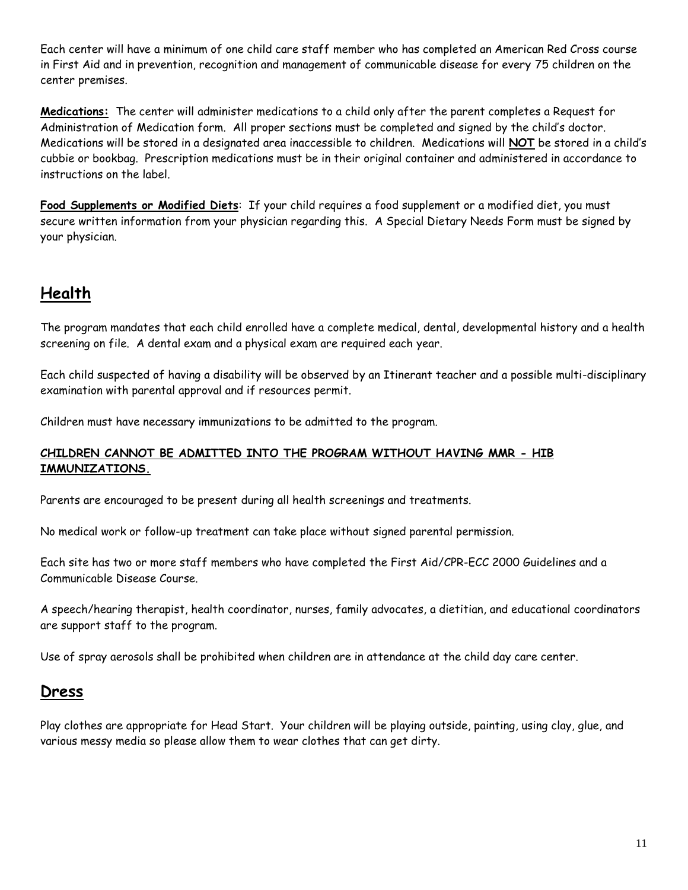Each center will have a minimum of one child care staff member who has completed an American Red Cross course in First Aid and in prevention, recognition and management of communicable disease for every 75 children on the center premises.

**Medications:** The center will administer medications to a child only after the parent completes a Request for Administration of Medication form. All proper sections must be completed and signed by the child's doctor. Medications will be stored in a designated area inaccessible to children. Medications will **NOT** be stored in a child's cubbie or bookbag. Prescription medications must be in their original container and administered in accordance to instructions on the label.

**Food Supplements or Modified Diets**: If your child requires a food supplement or a modified diet, you must secure written information from your physician regarding this. A Special Dietary Needs Form must be signed by your physician.

## Health

The program mandates that each child enrolled have a complete medical, dental, developmental history and a health screening on file. A dental exam and a physical exam are required each year.

Each child suspected of having a disability will be observed by an Itinerant teacher and a possible multi-disciplinary examination with parental approval and if resources permit.

Children must have necessary immunizations to be admitted to the program.

**CHILDREN CANNOT BE ADMITTED INTO THE PROGRAM WITHOUT HAVING MMR - HIB IMMUNIZATIONS.**

Parents are encouraged to be present during all health screenings and treatments.

No medical work or follow-up treatment can take place without signed parental permission.

Each site has two or more staff members who have completed the First Aid/CPR-ECC 2000 Guidelines and a Communicable Disease Course.

A speech/hearing therapist, health coordinator, nurses, family advocates, a dietitian, and educational coordinators are support staff to the program.

Use of spray aerosols shall be prohibited when children are in attendance at the child day care center.

## Dress

Play clothes are appropriate for Head Start. Your children will be playing outside, painting, using clay, glue, and various messy media so please allow them to wear clothes that can get dirty.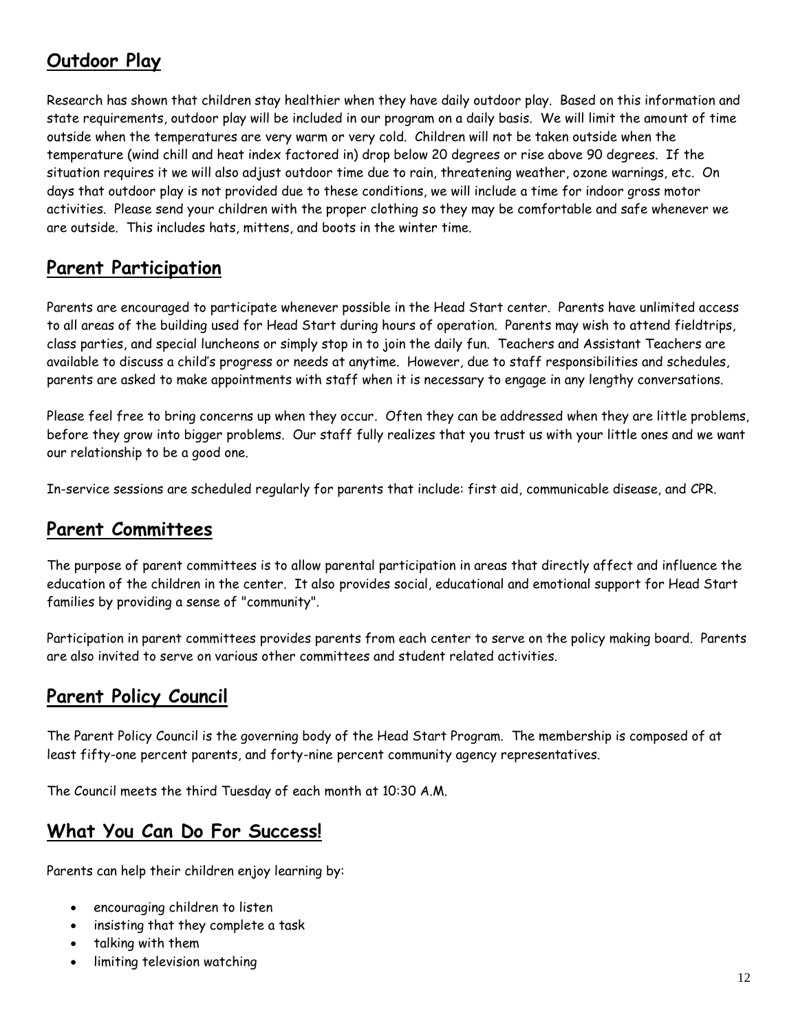## Outdoor Play

Research has shown that children stay healthier when they have daily outdoor play. Based on this information and state requirements, outdoor play will be included in our program on a daily basis. We will limit the amount of time outside when the temperatures are very warm or very cold. Children will not be taken outside when the temperature (wind chill and heat index factored in) drop below 20 degrees or rise above 90 degrees. If the situation requires it we will also adjust outdoor time due to rain, threatening weather, ozone warnings, etc. On days that outdoor play is not provided due to these conditions, we will include a time for indoor gross motor activities. Please send your children with the proper clothing so they may be comfortable and safe whenever we are outside. This includes hats, mittens, and boots in the winter time.

## Parent Participation

Parents are encouraged to participate whenever possible in the Head Start center. Parents have unlimited access to all areas of the building used for Head Start during hours of operation. Parents may wish to attend fieldtrips, class parties, and special luncheons or simply stop in to join the daily fun. Teachers and Assistant Teachers are available to discuss a child's progress or needs at anytime. However, due to staff responsibilities and schedules, parents are asked to make appointments with staff when it is necessary to engage in any lengthy conversations.

Please feel free to bring concerns up when they occur. Often they can be addressed when they are little problems, before they grow into bigger problems. Our staff fully realizes that you trust us with your little ones and we want our relationship to be a good one.

In-service sessions are scheduled regularly for parents that include: first aid, communicable disease, and CPR.

## Parent Committees

The purpose of parent committees is to allow parental participation in areas that directly affect and influence the education of the children in the center. It also provides social, educational and emotional support for Head Start families by providing a sense of "community".

Participation in parent committees provides parents from each center to serve on the policy making board. Parents are also invited to serve on various other committees and student related activities.

## Parent Policy Council

The Parent Policy Council is the governing body of the Head Start Program. The membership is composed of at least fifty-one percent parents, and forty-nine percent community agency representatives.

The Council meets the third Tuesday of each month at 10:30 A.M.

## What You Can Do For Success!

Parents can help their children enjoy learning by:

- encouraging children to listen
- insisting that they complete a task
- talking with them
- limiting television watching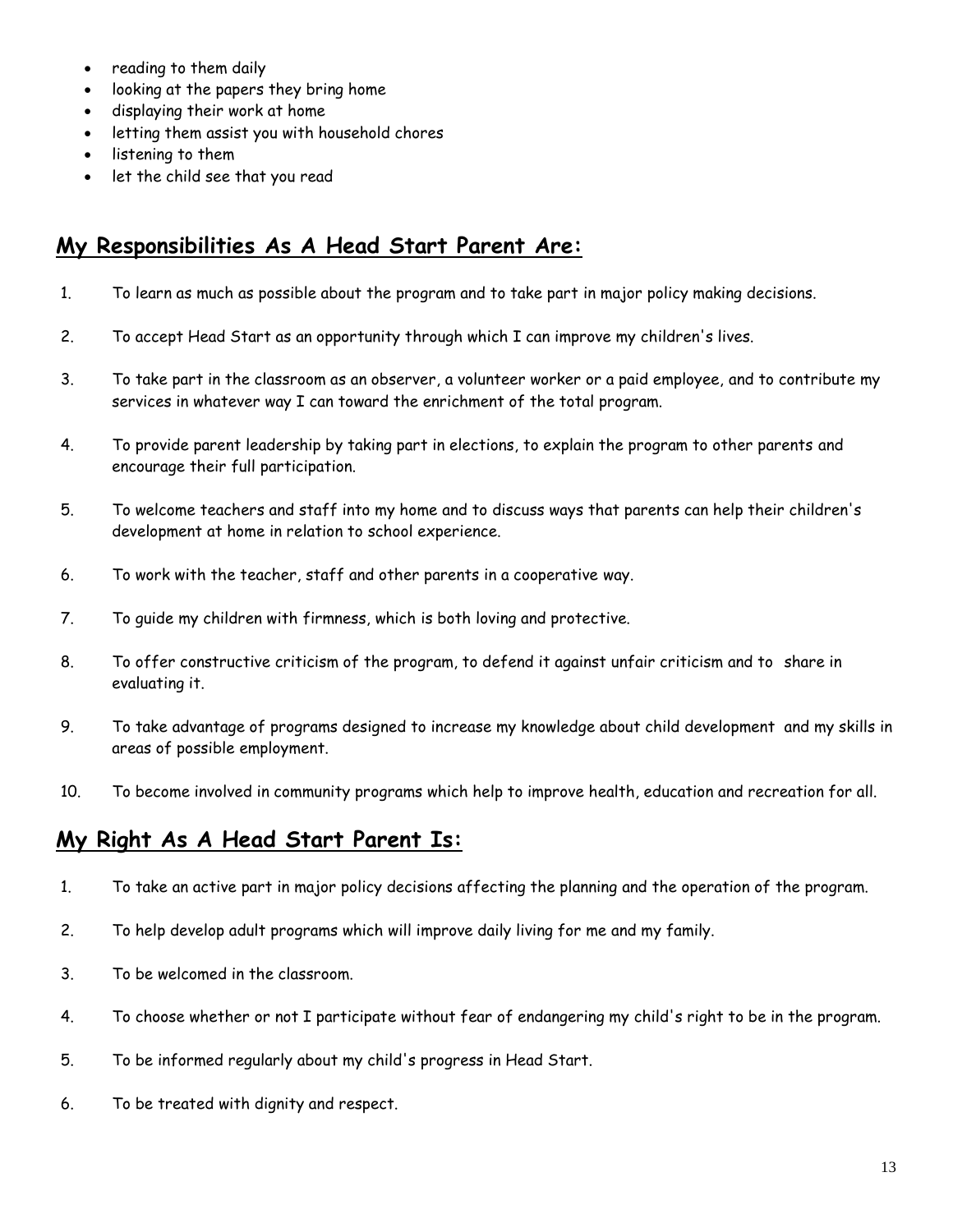- reading to them daily
- looking at the papers they bring home
- displaying their work at home
- letting them assist you with household chores
- listening to them
- let the child see that you read

## My Responsibilities As A Head Start Parent Are:

1. To learn as much as possible about the program and to take part in major policy making decisions.
2. To accept Head Start as an opportunity through which I can improve my children's lives.
3. To take part in the classroom as an observer, a volunteer worker or a paid employee, and to contribute my services in whatever way I can toward the enrichment of the total program.
4. To provide parent leadership by taking part in elections, to explain the program to other parents and encourage their full participation.
5. To welcome teachers and staff into my home and to discuss ways that parents can help their children's development at home in relation to school experience.
6. To work with the teacher, staff and other parents in a cooperative way.
7. To guide my children with firmness, which is both loving and protective.
8. To offer constructive criticism of the program, to defend it against unfair criticism and to share in evaluating it.
9. To take advantage of programs designed to increase my knowledge about child development and my skills in areas of possible employment.
10. To become involved in community programs which help to improve health, education and recreation for all.

## My Right As A Head Start Parent Is:

1. To take an active part in major policy decisions affecting the planning and the operation of the program.
2. To help develop adult programs which will improve daily living for me and my family.
3. To be welcomed in the classroom.
4. To choose whether or not I participate without fear of endangering my child's right to be in the program.
5. To be informed regularly about my child's progress in Head Start.
6. To be treated with dignity and respect.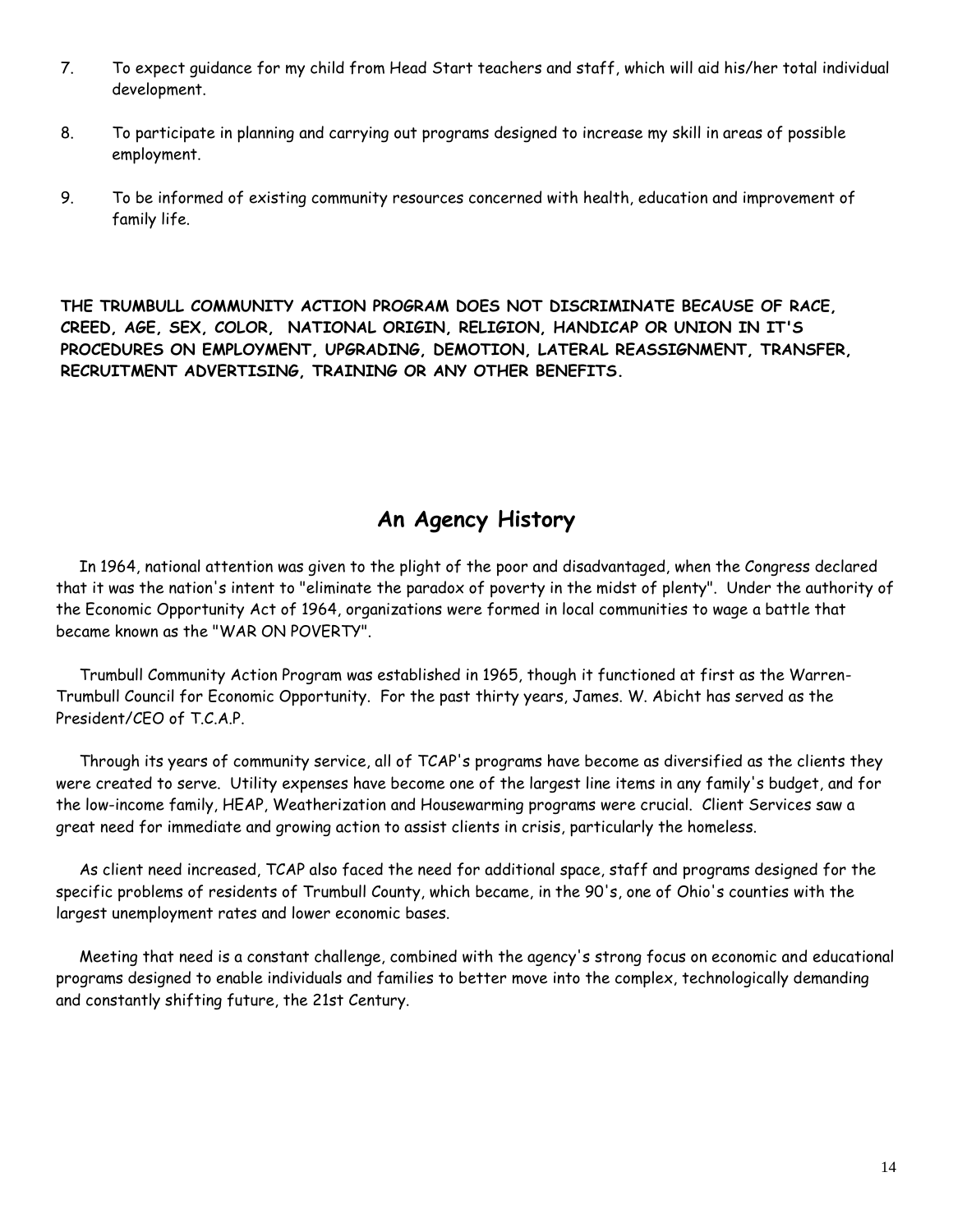7. To expect guidance for my child from Head Start teachers and staff, which will aid his/her total individual development.

8. To participate in planning and carrying out programs designed to increase my skill in areas of possible employment.

9. To be informed of existing community resources concerned with health, education and improvement of family life.

**THE TRUMBULL COMMUNITY ACTION PROGRAM DOES NOT DISCRIMINATE BECAUSE OF RACE, CREED, AGE, SEX, COLOR, NATIONAL ORIGIN, RELIGION, HANDICAP OR UNION IN IT'S PROCEDURES ON EMPLOYMENT, UPGRADING, DEMOTION, LATERAL REASSIGNMENT, TRANSFER, RECRUITMENT ADVERTISING, TRAINING OR ANY OTHER BENEFITS.**

## An Agency History

In 1964, national attention was given to the plight of the poor and disadvantaged, when the Congress declared that it was the nation's intent to "eliminate the paradox of poverty in the midst of plenty". Under the authority of the Economic Opportunity Act of 1964, organizations were formed in local communities to wage a battle that became known as the "WAR ON POVERTY".

Trumbull Community Action Program was established in 1965, though it functioned at first as the Warren-Trumbull Council for Economic Opportunity. For the past thirty years, James. W. Abicht has served as the President/CEO of T.C.A.P.

Through its years of community service, all of TCAP's programs have become as diversified as the clients they were created to serve. Utility expenses have become one of the largest line items in any family's budget, and for the low-income family, HEAP, Weatherization and Housewarming programs were crucial. Client Services saw a great need for immediate and growing action to assist clients in crisis, particularly the homeless.

As client need increased, TCAP also faced the need for additional space, staff and programs designed for the specific problems of residents of Trumbull County, which became, in the 90's, one of Ohio's counties with the largest unemployment rates and lower economic bases.

Meeting that need is a constant challenge, combined with the agency's strong focus on economic and educational programs designed to enable individuals and families to better move into the complex, technologically demanding and constantly shifting future, the 21st Century.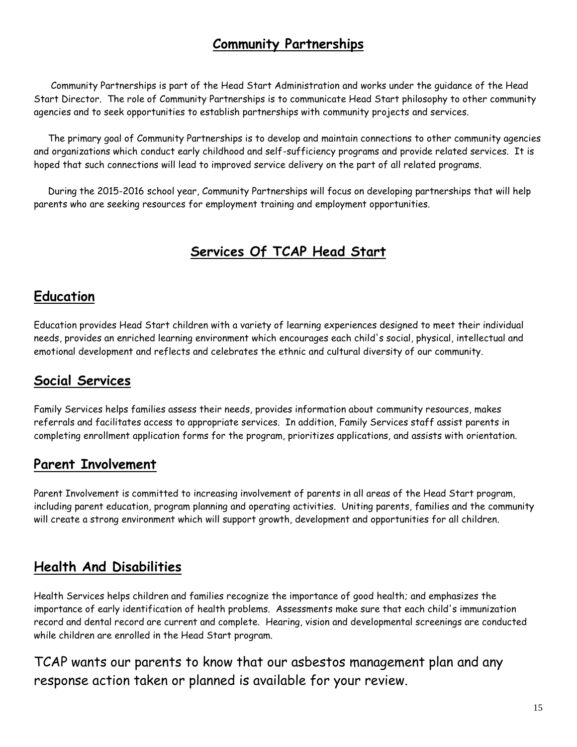# Community Partnerships

Community Partnerships is part of the Head Start Administration and works under the guidance of the Head Start Director. The role of Community Partnerships is to communicate Head Start philosophy to other community agencies and to seek opportunities to establish partnerships with community projects and services.

The primary goal of Community Partnerships is to develop and maintain connections to other community agencies and organizations which conduct early childhood and self-sufficiency programs and provide related services. It is hoped that such connections will lead to improved service delivery on the part of all related programs.

During the 2015-2016 school year, Community Partnerships will focus on developing partnerships that will help parents who are seeking resources for employment training and employment opportunities.

# Services Of TCAP Head Start

## Education

Education provides Head Start children with a variety of learning experiences designed to meet their individual needs, provides an enriched learning environment which encourages each child's social, physical, intellectual and emotional development and reflects and celebrates the ethnic and cultural diversity of our community.

## Social Services

Family Services helps families assess their needs, provides information about community resources, makes referrals and facilitates access to appropriate services. In addition, Family Services staff assist parents in completing enrollment application forms for the program, prioritizes applications, and assists with orientation.

## Parent Involvement

Parent Involvement is committed to increasing involvement of parents in all areas of the Head Start program, including parent education, program planning and operating activities. Uniting parents, families and the community will create a strong environment which will support growth, development and opportunities for all children.

## Health And Disabilities

Health Services helps children and families recognize the importance of good health; and emphasizes the importance of early identification of health problems. Assessments make sure that each child's immunization record and dental record are current and complete. Hearing, vision and developmental screenings are conducted while children are enrolled in the Head Start program.

TCAP wants our parents to know that our asbestos management plan and any response action taken or planned is available for your review.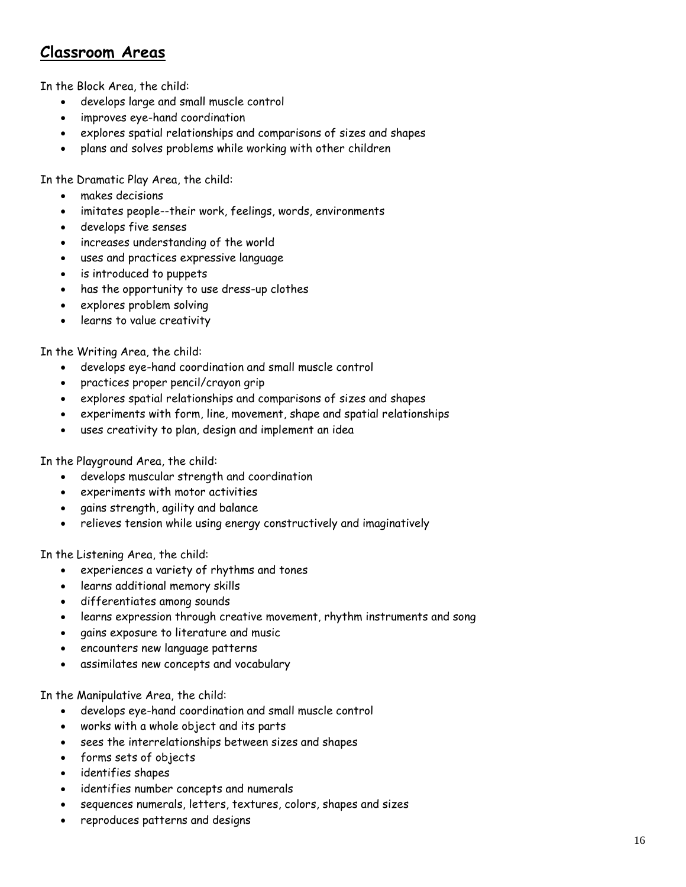## Classroom Areas

In the Block Area, the child:

- develops large and small muscle control
- improves eye-hand coordination
- explores spatial relationships and comparisons of sizes and shapes
- plans and solves problems while working with other children

In the Dramatic Play Area, the child:

- makes decisions
- imitates people--their work, feelings, words, environments
- develops five senses
- increases understanding of the world
- uses and practices expressive language
- is introduced to puppets
- has the opportunity to use dress-up clothes
- explores problem solving
- learns to value creativity

In the Writing Area, the child:

- develops eye-hand coordination and small muscle control
- practices proper pencil/crayon grip
- explores spatial relationships and comparisons of sizes and shapes
- experiments with form, line, movement, shape and spatial relationships
- uses creativity to plan, design and implement an idea

In the Playground Area, the child:

- develops muscular strength and coordination
- experiments with motor activities
- gains strength, agility and balance
- relieves tension while using energy constructively and imaginatively

In the Listening Area, the child:

- experiences a variety of rhythms and tones
- learns additional memory skills
- differentiates among sounds
- learns expression through creative movement, rhythm instruments and song
- gains exposure to literature and music
- encounters new language patterns
- assimilates new concepts and vocabulary

In the Manipulative Area, the child:

- develops eye-hand coordination and small muscle control
- works with a whole object and its parts
- sees the interrelationships between sizes and shapes
- forms sets of objects
- identifies shapes
- identifies number concepts and numerals
- sequences numerals, letters, textures, colors, shapes and sizes
- reproduces patterns and designs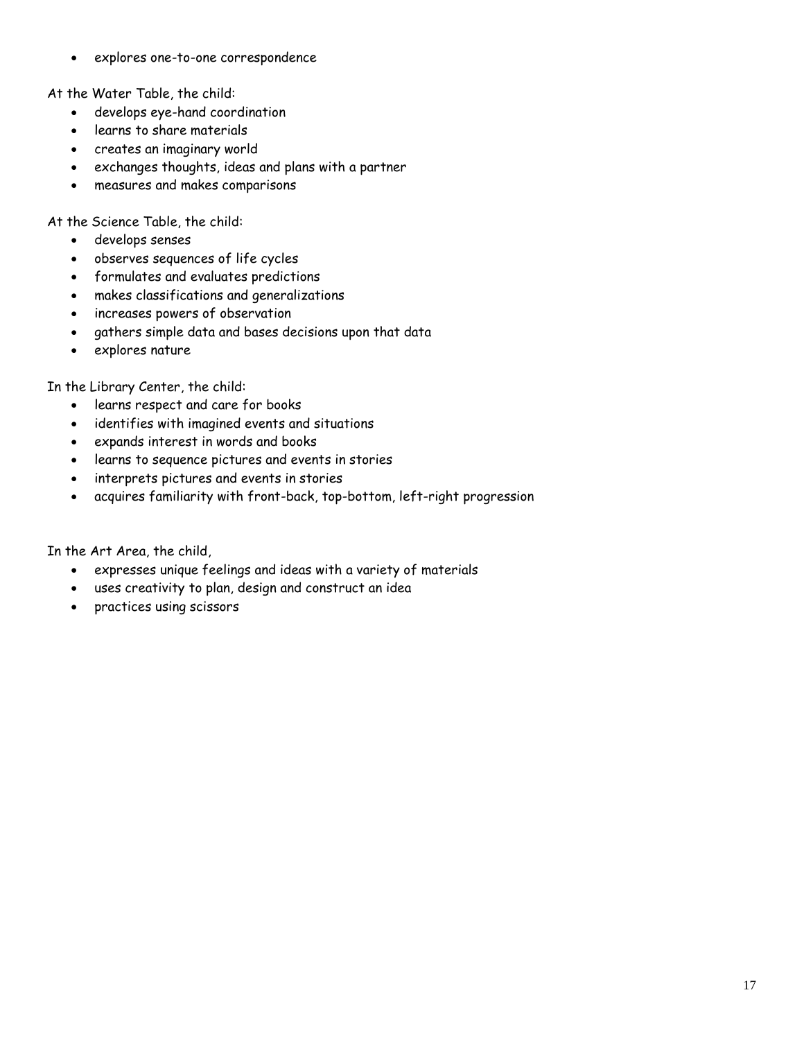- explores one-to-one correspondence

At the Water Table, the child:

- develops eye-hand coordination
- learns to share materials
- creates an imaginary world
- exchanges thoughts, ideas and plans with a partner
- measures and makes comparisons

At the Science Table, the child:

- develops senses
- observes sequences of life cycles
- formulates and evaluates predictions
- makes classifications and generalizations
- increases powers of observation
- gathers simple data and bases decisions upon that data
- explores nature

In the Library Center, the child:

- learns respect and care for books
- identifies with imagined events and situations
- expands interest in words and books
- learns to sequence pictures and events in stories
- interprets pictures and events in stories
- acquires familiarity with front-back, top-bottom, left-right progression

In the Art Area, the child,

- expresses unique feelings and ideas with a variety of materials
- uses creativity to plan, design and construct an idea
- practices using scissors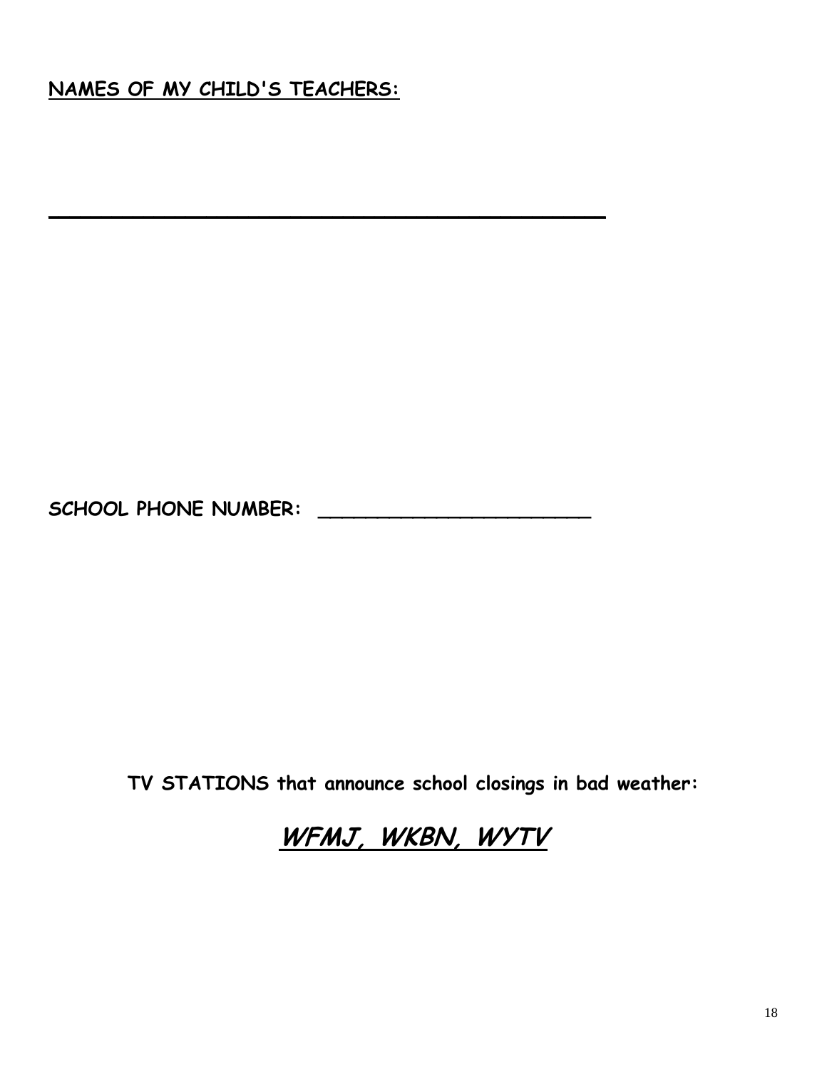**NAMES OF MY CHILD'S TEACHERS:**

___________________________________________

**SCHOOL PHONE NUMBER:** ______________________

**TV STATIONS that announce school closings in bad weather:**

***WFMJ, WKBN, WYTV***